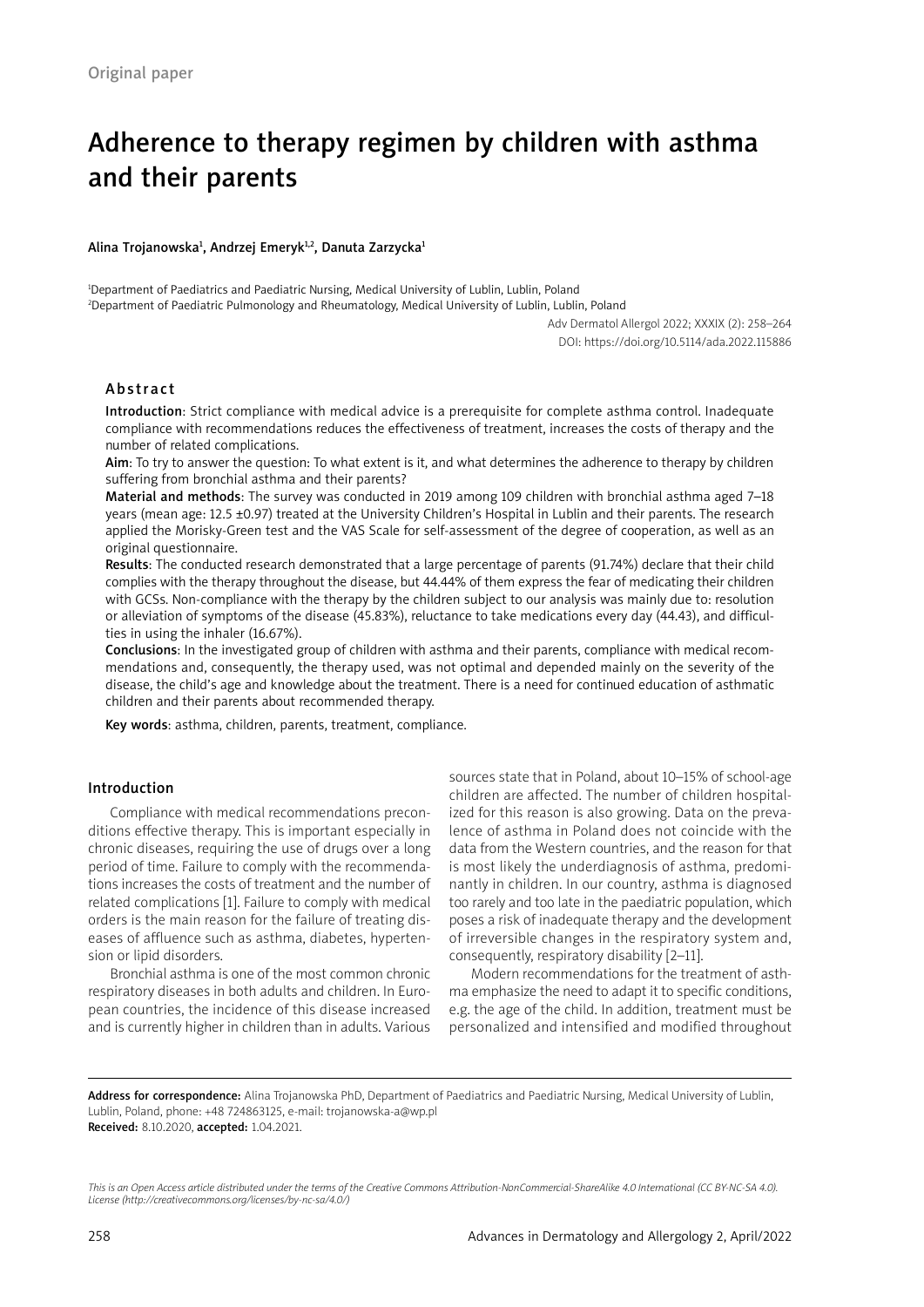Original paper

# Adherence to therapy regimen by children with asthma and their parents

Alina Trojanowska[1], Andrzej Emeryk[1,2], Danuta Zarzycka[1]

[1]Department of Paediatrics and Paediatric Nursing, Medical University of Lublin, Lublin, Poland
[2]Department of Paediatric Pulmonology and Rheumatology, Medical University of Lublin, Lublin, Poland

Adv Dermatol Allergol 2022; XXXIX (2): 258–264
DOI: https://doi.org/10.5114/ada.2022.115886

## Abstract

**Introduction**: Strict compliance with medical advice is a prerequisite for complete asthma control. Inadequate compliance with recommendations reduces the effectiveness of treatment, increases the costs of therapy and the number of related complications.

**Aim**: To try to answer the question: To what extent is it, and what determines the adherence to therapy by children suffering from bronchial asthma and their parents?

**Material and methods**: The survey was conducted in 2019 among 109 children with bronchial asthma aged 7–18 years (mean age: 12.5 ±0.97) treated at the University Children's Hospital in Lublin and their parents. The research applied the Morisky-Green test and the VAS Scale for self-assessment of the degree of cooperation, as well as an original questionnaire.

**Results**: The conducted research demonstrated that a large percentage of parents (91.74%) declare that their child complies with the therapy throughout the disease, but 44.44% of them express the fear of medicating their children with GCSs. Non-compliance with the therapy by the children subject to our analysis was mainly due to: resolution or alleviation of symptoms of the disease (45.83%), reluctance to take medications every day (44.43), and difficulties in using the inhaler (16.67%).

**Conclusions**: In the investigated group of children with asthma and their parents, compliance with medical recommendations and, consequently, the therapy used, was not optimal and depended mainly on the severity of the disease, the child's age and knowledge about the treatment. There is a need for continued education of asthmatic children and their parents about recommended therapy.

**Key words**: asthma, children, parents, treatment, compliance.

## Introduction

Compliance with medical recommendations preconditions effective therapy. This is important especially in chronic diseases, requiring the use of drugs over a long period of time. Failure to comply with the recommendations increases the costs of treatment and the number of related complications [1]. Failure to comply with medical orders is the main reason for the failure of treating diseases of affluence such as asthma, diabetes, hypertension or lipid disorders.

Bronchial asthma is one of the most common chronic respiratory diseases in both adults and children. In European countries, the incidence of this disease increased and is currently higher in children than in adults. Various sources state that in Poland, about 10–15% of school-age children are affected. The number of children hospitalized for this reason is also growing. Data on the prevalence of asthma in Poland does not coincide with the data from the Western countries, and the reason for that is most likely the underdiagnosis of asthma, predominantly in children. In our country, asthma is diagnosed too rarely and too late in the paediatric population, which poses a risk of inadequate therapy and the development of irreversible changes in the respiratory system and, consequently, respiratory disability [2–11].

Modern recommendations for the treatment of asthma emphasize the need to adapt it to specific conditions, e.g. the age of the child. In addition, treatment must be personalized and intensified and modified throughout

**Address for correspondence:** Alina Trojanowska PhD, Department of Paediatrics and Paediatric Nursing, Medical University of Lublin, Lublin, Poland, phone: +48 724863125, e-mail: trojanowska-a@wp.pl
**Received:** 8.10.2020, **accepted:** 1.04.2021.

*This is an Open Access article distributed under the terms of the Creative Commons Attribution-NonCommercial-ShareAlike 4.0 International (CC BY-NC-SA 4.0). License (http://creativecommons.org/licenses/by-nc-sa/4.0/)*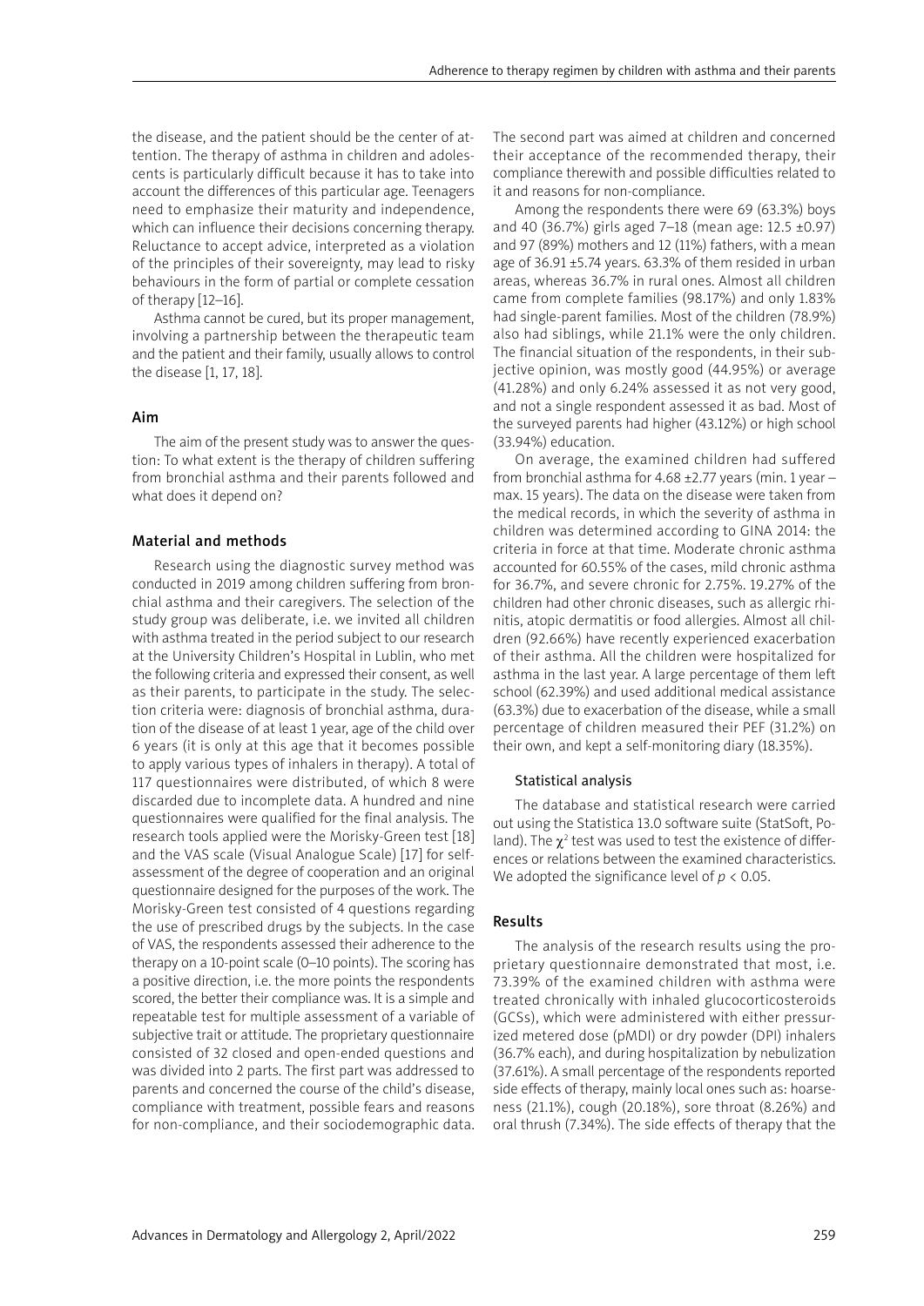the disease, and the patient should be the center of attention. The therapy of asthma in children and adolescents is particularly difficult because it has to take into account the differences of this particular age. Teenagers need to emphasize their maturity and independence, which can influence their decisions concerning therapy. Reluctance to accept advice, interpreted as a violation of the principles of their sovereignty, may lead to risky behaviours in the form of partial or complete cessation of therapy [12–16].

Asthma cannot be cured, but its proper management, involving a partnership between the therapeutic team and the patient and their family, usually allows to control the disease [1, 17, 18].

## Aim

The aim of the present study was to answer the question: To what extent is the therapy of children suffering from bronchial asthma and their parents followed and what does it depend on?

## Material and methods

Research using the diagnostic survey method was conducted in 2019 among children suffering from bronchial asthma and their caregivers. The selection of the study group was deliberate, i.e. we invited all children with asthma treated in the period subject to our research at the University Children's Hospital in Lublin, who met the following criteria and expressed their consent, as well as their parents, to participate in the study. The selection criteria were: diagnosis of bronchial asthma, duration of the disease of at least 1 year, age of the child over 6 years (it is only at this age that it becomes possible to apply various types of inhalers in therapy). A total of 117 questionnaires were distributed, of which 8 were discarded due to incomplete data. A hundred and nine questionnaires were qualified for the final analysis. The research tools applied were the Morisky-Green test [18] and the VAS scale (Visual Analogue Scale) [17] for self-assessment of the degree of cooperation and an original questionnaire designed for the purposes of the work. The Morisky-Green test consisted of 4 questions regarding the use of prescribed drugs by the subjects. In the case of VAS, the respondents assessed their adherence to the therapy on a 10-point scale (0–10 points). The scoring has a positive direction, i.e. the more points the respondents scored, the better their compliance was. It is a simple and repeatable test for multiple assessment of a variable of subjective trait or attitude. The proprietary questionnaire consisted of 32 closed and open-ended questions and was divided into 2 parts. The first part was addressed to parents and concerned the course of the child's disease, compliance with treatment, possible fears and reasons for non-compliance, and their sociodemographic data. The second part was aimed at children and concerned their acceptance of the recommended therapy, their compliance therewith and possible difficulties related to it and reasons for non-compliance.

Among the respondents there were 69 (63.3%) boys and 40 (36.7%) girls aged 7–18 (mean age: 12.5 ±0.97) and 97 (89%) mothers and 12 (11%) fathers, with a mean age of 36.91 ±5.74 years. 63.3% of them resided in urban areas, whereas 36.7% in rural ones. Almost all children came from complete families (98.17%) and only 1.83% had single-parent families. Most of the children (78.9%) also had siblings, while 21.1% were the only children. The financial situation of the respondents, in their subjective opinion, was mostly good (44.95%) or average (41.28%) and only 6.24% assessed it as not very good, and not a single respondent assessed it as bad. Most of the surveyed parents had higher (43.12%) or high school (33.94%) education.

On average, the examined children had suffered from bronchial asthma for 4.68 ±2.77 years (min. 1 year – max. 15 years). The data on the disease were taken from the medical records, in which the severity of asthma in children was determined according to GINA 2014: the criteria in force at that time. Moderate chronic asthma accounted for 60.55% of the cases, mild chronic asthma for 36.7%, and severe chronic for 2.75%. 19.27% of the children had other chronic diseases, such as allergic rhinitis, atopic dermatitis or food allergies. Almost all children (92.66%) have recently experienced exacerbation of their asthma. All the children were hospitalized for asthma in the last year. A large percentage of them left school (62.39%) and used additional medical assistance (63.3%) due to exacerbation of the disease, while a small percentage of children measured their PEF (31.2%) on their own, and kept a self-monitoring diary (18.35%).

### Statistical analysis

The database and statistical research were carried out using the Statistica 13.0 software suite (StatSoft, Poland). The $\chi^2$ test was used to test the existence of differences or relations between the examined characteristics. We adopted the significance level of $p < 0.05$.

## Results

The analysis of the research results using the proprietary questionnaire demonstrated that most, i.e. 73.39% of the examined children with asthma were treated chronically with inhaled glucocorticosteroids (GCSs), which were administered with either pressurized metered dose (pMDI) or dry powder (DPI) inhalers (36.7% each), and during hospitalization by nebulization (37.61%). A small percentage of the respondents reported side effects of therapy, mainly local ones such as: hoarseness (21.1%), cough (20.18%), sore throat (8.26%) and oral thrush (7.34%). The side effects of therapy that the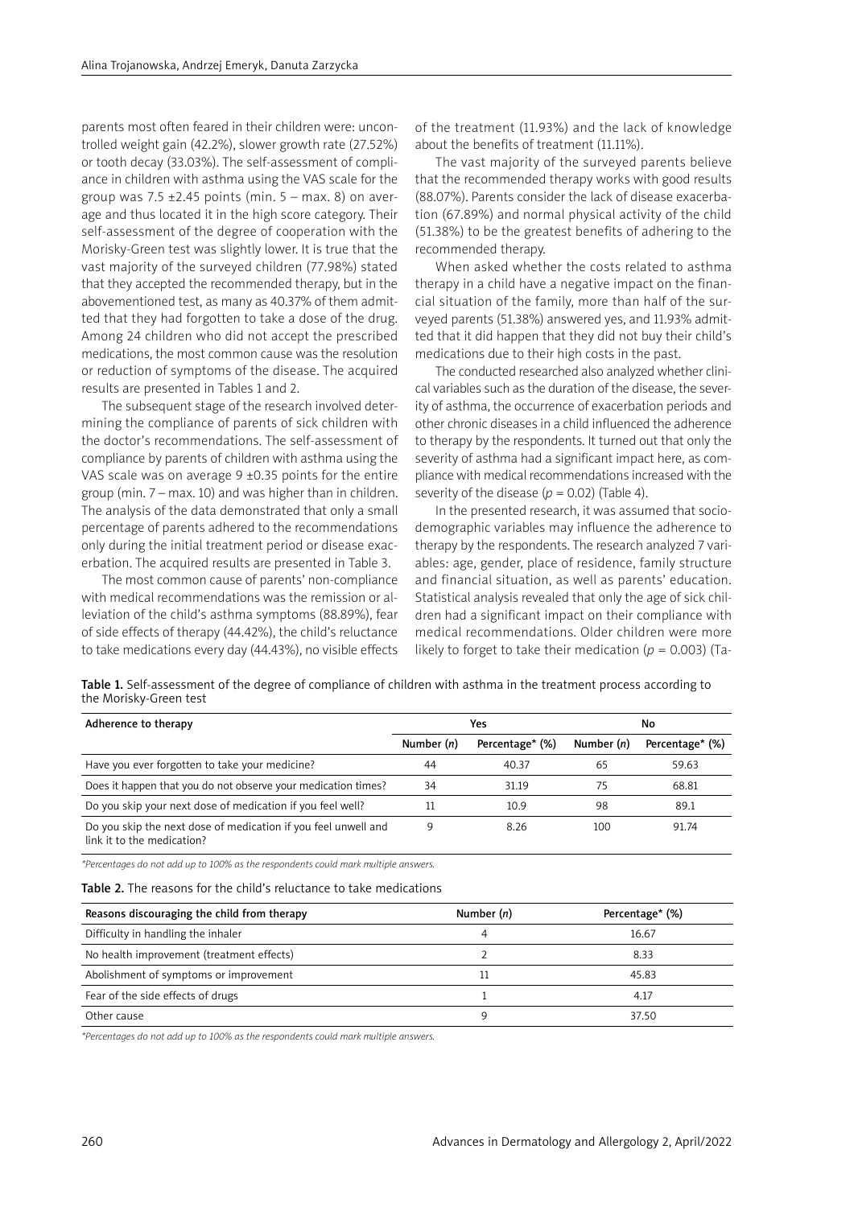parents most often feared in their children were: uncontrolled weight gain (42.2%), slower growth rate (27.52%) or tooth decay (33.03%). The self-assessment of compliance in children with asthma using the VAS scale for the group was 7.5 ±2.45 points (min. 5 – max. 8) on average and thus located it in the high score category. Their self-assessment of the degree of cooperation with the Morisky-Green test was slightly lower. It is true that the vast majority of the surveyed children (77.98%) stated that they accepted the recommended therapy, but in the abovementioned test, as many as 40.37% of them admitted that they had forgotten to take a dose of the drug. Among 24 children who did not accept the prescribed medications, the most common cause was the resolution or reduction of symptoms of the disease. The acquired results are presented in Tables 1 and 2.

The subsequent stage of the research involved determining the compliance of parents of sick children with the doctor's recommendations. The self-assessment of compliance by parents of children with asthma using the VAS scale was on average 9 ±0.35 points for the entire group (min. 7 – max. 10) and was higher than in children. The analysis of the data demonstrated that only a small percentage of parents adhered to the recommendations only during the initial treatment period or disease exacerbation. The acquired results are presented in Table 3.

The most common cause of parents' non-compliance with medical recommendations was the remission or alleviation of the child's asthma symptoms (88.89%), fear of side effects of therapy (44.42%), the child's reluctance to take medications every day (44.43%), no visible effects of the treatment (11.93%) and the lack of knowledge about the benefits of treatment (11.11%).

The vast majority of the surveyed parents believe that the recommended therapy works with good results (88.07%). Parents consider the lack of disease exacerbation (67.89%) and normal physical activity of the child (51.38%) to be the greatest benefits of adhering to the recommended therapy.

When asked whether the costs related to asthma therapy in a child have a negative impact on the financial situation of the family, more than half of the surveyed parents (51.38%) answered yes, and 11.93% admitted that it did happen that they did not buy their child's medications due to their high costs in the past.

The conducted researched also analyzed whether clinical variables such as the duration of the disease, the severity of asthma, the occurrence of exacerbation periods and other chronic diseases in a child influenced the adherence to therapy by the respondents. It turned out that only the severity of asthma had a significant impact here, as compliance with medical recommendations increased with the severity of the disease ($p = 0.02$) (Table 4).

In the presented research, it was assumed that sociodemographic variables may influence the adherence to therapy by the respondents. The research analyzed 7 variables: age, gender, place of residence, family structure and financial situation, as well as parents' education. Statistical analysis revealed that only the age of sick children had a significant impact on their compliance with medical recommendations. Older children were more likely to forget to take their medication ($p = 0.003$) (Ta-

**Table 1.** Self-assessment of the degree of compliance of children with asthma in the treatment process according to the Morisky-Green test

| Adherence to therapy | Yes | | No | |
|---|---|---|---|---|
| | Number (*n*) | Percentage* (%) | Number (*n*) | Percentage* (%) |
| Have you ever forgotten to take your medicine? | 44 | 40.37 | 65 | 59.63 |
| Does it happen that you do not observe your medication times? | 34 | 31.19 | 75 | 68.81 |
| Do you skip your next dose of medication if you feel well? | 11 | 10.9 | 98 | 89.1 |
| Do you skip the next dose of medication if you feel unwell and link it to the medication? | 9 | 8.26 | 100 | 91.74 |

*Percentages do not add up to 100% as the respondents could mark multiple answers.*

**Table 2.** The reasons for the child's reluctance to take medications

| Reasons discouraging the child from therapy | Number (*n*) | Percentage* (%) |
|---|---|---|
| Difficulty in handling the inhaler | 4 | 16.67 |
| No health improvement (treatment effects) | 2 | 8.33 |
| Abolishment of symptoms or improvement | 11 | 45.83 |
| Fear of the side effects of drugs | 1 | 4.17 |
| Other cause | 9 | 37.50 |

*Percentages do not add up to 100% as the respondents could mark multiple answers.*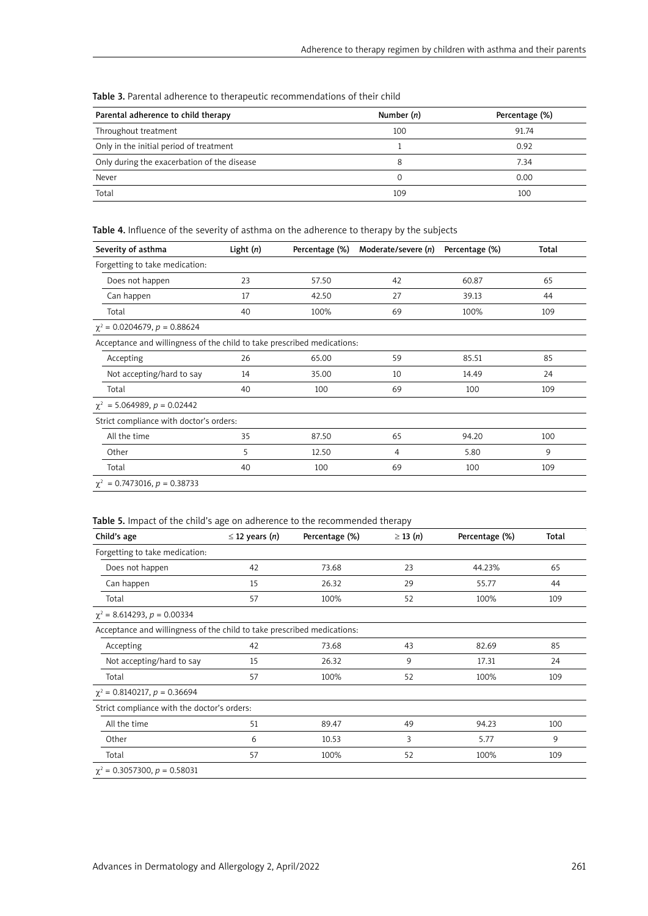**Table 3.** Parental adherence to therapeutic recommendations of their child

| Parental adherence to child therapy | Number (*n*) | Percentage (%) |
|---|---|---|
| Throughout treatment | 100 | 91.74 |
| Only in the initial period of treatment | 1 | 0.92 |
| Only during the exacerbation of the disease | 8 | 7.34 |
| Never | 0 | 0.00 |
| Total | 109 | 100 |

**Table 4.** Influence of the severity of asthma on the adherence to therapy by the subjects

| Severity of asthma | Light (*n*) | Percentage (%) | Moderate/severe (*n*) | Percentage (%) | Total |
|---|---|---|---|---|---|
| Forgetting to take medication: | | | | | |
| Does not happen | 23 | 57.50 | 42 | 60.87 | 65 |
| Can happen | 17 | 42.50 | 27 | 39.13 | 44 |
| Total | 40 | 100% | 69 | 100% | 109 |
| $\chi^2 = 0.0204679$, $p = 0.88624$ | | | | | |
| Acceptance and willingness of the child to take prescribed medications: | | | | | |
| Accepting | 26 | 65.00 | 59 | 85.51 | 85 |
| Not accepting/hard to say | 14 | 35.00 | 10 | 14.49 | 24 |
| Total | 40 | 100 | 69 | 100 | 109 |
| $\chi^2 = 5.064989$, $p = 0.02442$ | | | | | |
| Strict compliance with doctor's orders: | | | | | |
| All the time | 35 | 87.50 | 65 | 94.20 | 100 |
| Other | 5 | 12.50 | 4 | 5.80 | 9 |
| Total | 40 | 100 | 69 | 100 | 109 |
| $\chi^2 = 0.7473016$, $p = 0.38733$ | | | | | |

**Table 5.** Impact of the child's age on adherence to the recommended therapy

| Child's age | ≤ 12 years (*n*) | Percentage (%) | ≥ 13 (*n*) | Percentage (%) | Total |
|---|---|---|---|---|---|
| Forgetting to take medication: | | | | | |
| Does not happen | 42 | 73.68 | 23 | 44.23% | 65 |
| Can happen | 15 | 26.32 | 29 | 55.77 | 44 |
| Total | 57 | 100% | 52 | 100% | 109 |
| $\chi^2 = 8.614293$, $p = 0.00334$ | | | | | |
| Acceptance and willingness of the child to take prescribed medications: | | | | | |
| Accepting | 42 | 73.68 | 43 | 82.69 | 85 |
| Not accepting/hard to say | 15 | 26.32 | 9 | 17.31 | 24 |
| Total | 57 | 100% | 52 | 100% | 109 |
| $\chi^2 = 0.8140217$, $p = 0.36694$ | | | | | |
| Strict compliance with the doctor's orders: | | | | | |
| All the time | 51 | 89.47 | 49 | 94.23 | 100 |
| Other | 6 | 10.53 | 3 | 5.77 | 9 |
| Total | 57 | 100% | 52 | 100% | 109 |
| $\chi^2 = 0.3057300$, $p = 0.58031$ | | | | | |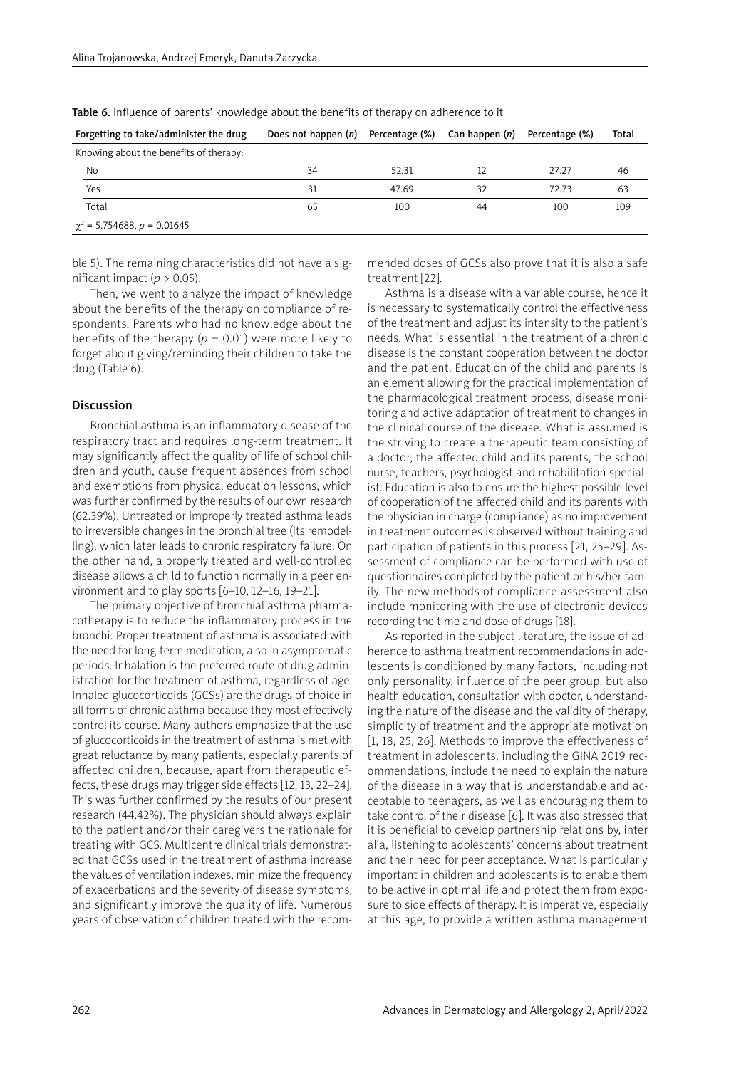Table 6. Influence of parents' knowledge about the benefits of therapy on adherence to it

| Forgetting to take/administer the drug | Does not happen (*n*) | Percentage (%) | Can happen (*n*) | Percentage (%) | Total |
|---|---|---|---|---|---|
| Knowing about the benefits of therapy: | | | | | |
| No | 34 | 52.31 | 12 | 27.27 | 46 |
| Yes | 31 | 47.69 | 32 | 72.73 | 63 |
| Total | 65 | 100 | 44 | 100 | 109 |
| $\chi^2$ = 5.754688, $p$ = 0.01645 | | | | | |

ble 5). The remaining characteristics did not have a significant impact ($p > 0.05$).

Then, we went to analyze the impact of knowledge about the benefits of the therapy on compliance of respondents. Parents who had no knowledge about the benefits of the therapy ($p = 0.01$) were more likely to forget about giving/reminding their children to take the drug (Table 6).

## Discussion

Bronchial asthma is an inflammatory disease of the respiratory tract and requires long-term treatment. It may significantly affect the quality of life of school children and youth, cause frequent absences from school and exemptions from physical education lessons, which was further confirmed by the results of our own research (62.39%). Untreated or improperly treated asthma leads to irreversible changes in the bronchial tree (its remodelling), which later leads to chronic respiratory failure. On the other hand, a properly treated and well-controlled disease allows a child to function normally in a peer environment and to play sports [6–10, 12–16, 19–21].

The primary objective of bronchial asthma pharmacotherapy is to reduce the inflammatory process in the bronchi. Proper treatment of asthma is associated with the need for long-term medication, also in asymptomatic periods. Inhalation is the preferred route of drug administration for the treatment of asthma, regardless of age. Inhaled glucocorticoids (GCSs) are the drugs of choice in all forms of chronic asthma because they most effectively control its course. Many authors emphasize that the use of glucocorticoids in the treatment of asthma is met with great reluctance by many patients, especially parents of affected children, because, apart from therapeutic effects, these drugs may trigger side effects [12, 13, 22–24]. This was further confirmed by the results of our present research (44.42%). The physician should always explain to the patient and/or their caregivers the rationale for treating with GCS. Multicentre clinical trials demonstrated that GCSs used in the treatment of asthma increase the values of ventilation indexes, minimize the frequency of exacerbations and the severity of disease symptoms, and significantly improve the quality of life. Numerous years of observation of children treated with the recommended doses of GCSs also prove that it is also a safe treatment [22].

Asthma is a disease with a variable course, hence it is necessary to systematically control the effectiveness of the treatment and adjust its intensity to the patient's needs. What is essential in the treatment of a chronic disease is the constant cooperation between the doctor and the patient. Education of the child and parents is an element allowing for the practical implementation of the pharmacological treatment process, disease monitoring and active adaptation of treatment to changes in the clinical course of the disease. What is assumed is the striving to create a therapeutic team consisting of a doctor, the affected child and its parents, the school nurse, teachers, psychologist and rehabilitation specialist. Education is also to ensure the highest possible level of cooperation of the affected child and its parents with the physician in charge (compliance) as no improvement in treatment outcomes is observed without training and participation of patients in this process [21, 25–29]. Assessment of compliance can be performed with use of questionnaires completed by the patient or his/her family. The new methods of compliance assessment also include monitoring with the use of electronic devices recording the time and dose of drugs [18].

As reported in the subject literature, the issue of adherence to asthma treatment recommendations in adolescents is conditioned by many factors, including not only personality, influence of the peer group, but also health education, consultation with doctor, understanding the nature of the disease and the validity of therapy, simplicity of treatment and the appropriate motivation [1, 18, 25, 26]. Methods to improve the effectiveness of treatment in adolescents, including the GINA 2019 recommendations, include the need to explain the nature of the disease in a way that is understandable and acceptable to teenagers, as well as encouraging them to take control of their disease [6]. It was also stressed that it is beneficial to develop partnership relations by, inter alia, listening to adolescents' concerns about treatment and their need for peer acceptance. What is particularly important in children and adolescents is to enable them to be active in optimal life and protect them from exposure to side effects of therapy. It is imperative, especially at this age, to provide a written asthma management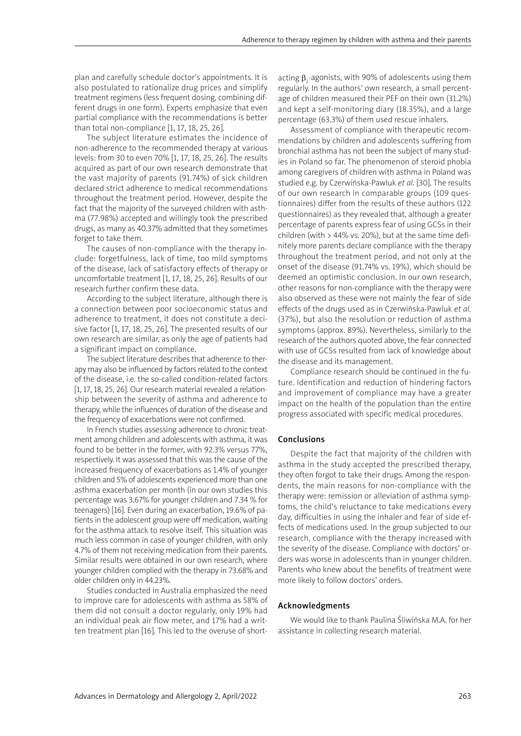plan and carefully schedule doctor's appointments. It is also postulated to rationalize drug prices and simplify treatment regimens (less frequent dosing, combining different drugs in one form). Experts emphasize that even partial compliance with the recommendations is better than total non-compliance [1, 17, 18, 25, 26].

The subject literature estimates the incidence of non-adherence to the recommended therapy at various levels: from 30 to even 70% [1, 17, 18, 25, 26]. The results acquired as part of our own research demonstrate that the vast majority of parents (91.74%) of sick children declared strict adherence to medical recommendations throughout the treatment period. However, despite the fact that the majority of the surveyed children with asthma (77.98%) accepted and willingly took the prescribed drugs, as many as 40.37% admitted that they sometimes forget to take them.

The causes of non-compliance with the therapy include: forgetfulness, lack of time, too mild symptoms of the disease, lack of satisfactory effects of therapy or uncomfortable treatment [1, 17, 18, 25, 26]. Results of our research further confirm these data.

According to the subject literature, although there is a connection between poor socioeconomic status and adherence to treatment, it does not constitute a decisive factor [1, 17, 18, 25, 26]. The presented results of our own research are similar, as only the age of patients had a significant impact on compliance.

The subject literature describes that adherence to therapy may also be influenced by factors related to the context of the disease, i.e. the so-called condition-related factors [1, 17, 18, 25, 26]. Our research material revealed a relationship between the severity of asthma and adherence to therapy, while the influences of duration of the disease and the frequency of exacerbations were not confirmed.

In French studies assessing adherence to chronic treatment among children and adolescents with asthma, it was found to be better in the former, with 92.3% versus 77%, respectively. It was assessed that this was the cause of the increased frequency of exacerbations as 1.4% of younger children and 5% of adolescents experienced more than one asthma exacerbation per month (in our own studies this percentage was 3.67% for younger children and 7.34 % for teenagers) [16]. Even during an exacerbation, 19.6% of patients in the adolescent group were off medication, waiting for the asthma attack to resolve itself. This situation was much less common in case of younger children, with only 4.7% of them not receiving medication from their parents. Similar results were obtained in our own research, where younger children complied with the therapy in 73.68% and older children only in 44.23%.

Studies conducted in Australia emphasized the need to improve care for adolescents with asthma as 58% of them did not consult a doctor regularly, only 19% had an individual peak air flow meter, and 17% had a written treatment plan [16]. This led to the overuse of short-acting $\beta_2$-agonists, with 90% of adolescents using them regularly. In the authors' own research, a small percentage of children measured their PEF on their own (31.2%) and kept a self-monitoring diary (18.35%), and a large percentage (63.3%) of them used rescue inhalers.

Assessment of compliance with therapeutic recommendations by children and adolescents suffering from bronchial asthma has not been the subject of many studies in Poland so far. The phenomenon of steroid phobia among caregivers of children with asthma in Poland was studied e.g. by Czerwińska-Pawluk *et al.* [30]. The results of our own research in comparable groups (109 questionnaires) differ from the results of these authors (122 questionnaires) as they revealed that, although a greater percentage of parents express fear of using GCSs in their children (with > 44% vs. 20%), but at the same time definitely more parents declare compliance with the therapy throughout the treatment period, and not only at the onset of the disease (91.74% vs. 19%), which should be deemed an optimistic conclusion. In our own research, other reasons for non-compliance with the therapy were also observed as these were not mainly the fear of side effects of the drugs used as in Czerwińska-Pawluk *et al.* (37%), but also the resolution or reduction of asthma symptoms (approx. 89%). Nevertheless, similarly to the research of the authors quoted above, the fear connected with use of GCSs resulted from lack of knowledge about the disease and its management.

Compliance research should be continued in the future. Identification and reduction of hindering factors and improvement of compliance may have a greater impact on the health of the population than the entire progress associated with specific medical procedures.

## Conclusions

Despite the fact that majority of the children with asthma in the study accepted the prescribed therapy, they often forgot to take their drugs. Among the respondents, the main reasons for non-compliance with the therapy were: remission or alleviation of asthma symptoms, the child's reluctance to take medications every day, difficulties in using the inhaler and fear of side effects of medications used. In the group subjected to our research, compliance with the therapy increased with the severity of the disease. Compliance with doctors' orders was worse in adolescents than in younger children. Parents who knew about the benefits of treatment were more likely to follow doctors' orders.

## Acknowledgments

We would like to thank Paulina Śliwińska M.A. for her assistance in collecting research material.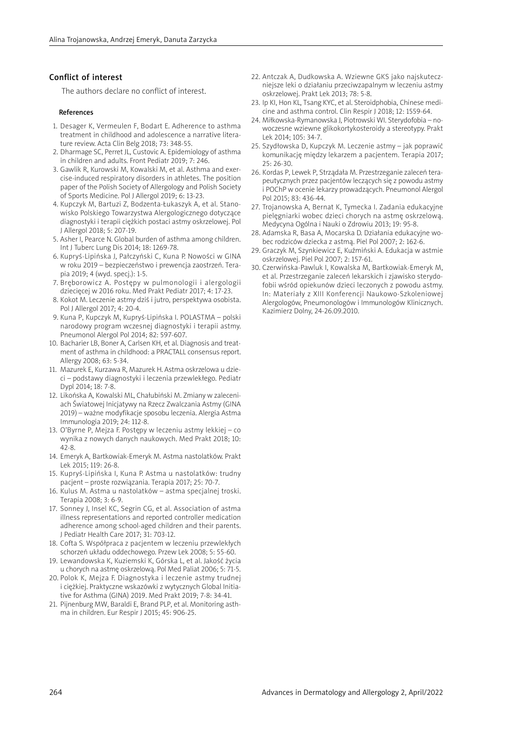## Conflict of interest

The authors declare no conflict of interest.

### References

1. Desager K, Vermeulen F, Bodart E. Adherence to asthma treatment in childhood and adolescence a narrative literature review. Acta Clin Belg 2018; 73: 348-55.
2. Dharmage SC, Perret JL, Custovic A. Epidemiology of asthma in children and adults. Front Pediatr 2019; 7: 246.
3. Gawlik R, Kurowski M, Kowalski M, et al. Asthma and exercise-induced respiratory disorders in athletes. The position paper of the Polish Society of Allergology and Polish Society of Sports Medicine. Pol J Allergol 2019; 6: 13-23.
4. Kupczyk M, Bartuzi Z, Bodzenta-Łukaszyk A, et al. Stanowisko Polskiego Towarzystwa Alergologicznego dotyczące diagnostyki i terapii ciężkich postaci astmy oskrzelowej. Pol J Allergol 2018; 5: 207-19.
5. Asher I, Pearce N. Global burden of asthma among children. Int J Tuberc Lung Dis 2014; 18: 1269-78.
6. Kupryś-Lipińska J, Pałczyński C, Kuna P. Nowości w GINA w roku 2019 – bezpieczeństwo i prewencja zaostrzeń. Terapia 2019; 4 (wyd. specj.): 1-5.
7. Bręborowicz A. Postępy w pulmonologii i alergologii dziecięcej w 2016 roku. Med Prakt Pediatr 2017; 4: 17-23.
8. Kokot M. Leczenie astmy dziś i jutro, perspektywa osobista. Pol J Allergol 2017; 4: 20-4.
9. Kuna P, Kupczyk M, Kupryś-Lipińska I. POLASTMA – polski narodowy program wczesnej diagnostyki i terapii astmy. Pneumonol Alergol Pol 2014; 82: 597-607.
10. Bacharier LB, Boner A, Carlsen KH, et al. Diagnosis and treatment of asthma in childhood: a PRACTALL consensus report. Allergy 2008; 63: 5-34.
11. Mazurek E, Kurzawa R, Mazurek H. Astma oskrzelowa u dzieci – podstawy diagnostyki i leczenia przewlekłego. Pediatr Dypl 2014; 18: 7-8.
12. Likońska A, Kowalski ML, Chałubiński M. Zmiany w zaleceniach Światowej Inicjatywy na Rzecz Zwalczania Astmy (GINA 2019) – ważne modyfikacje sposobu leczenia. Alergia Astma Immunologia 2019; 24: 112-8.
13. O'Byrne P, Mejza F. Postępy w leczeniu astmy lekkiej – co wynika z nowych danych naukowych. Med Prakt 2018; 10: 42-8.
14. Emeryk A, Bartkowiak-Emeryk M. Astma nastolatków. Prakt Lek 2015; 119: 26-8.
15. Kupryś-Lipińska I, Kuna P. Astma u nastolatków: trudny pacjent – proste rozwiązania. Terapia 2017; 25: 70-7.
16. Kulus M. Astma u nastolatków – astma specjalnej troski. Terapia 2008; 3: 6-9.
17. Sonney J, Insel KC, Segrin CG, et al. Association of astma illness representations and reported controller medication adherence among school-aged children and their parents. J Pediatr Health Care 2017; 31: 703-12.
18. Cofta S. Współpraca z pacjentem w leczeniu przewlekłych schorzeń układu oddechowego. Przew Lek 2008; 5: 55-60.
19. Lewandowska K, Kuziemski K, Górska L, et al. Jakość życia u chorych na astmę oskrzelową. Pol Med Paliat 2006; 5: 71-5.
20. Polok K, Mejza F. Diagnostyka i leczenie astmy trudnej i ciężkiej. Praktyczne wskazówki z wytycznych Global Initiative for Asthma (GINA) 2019. Med Prakt 2019; 7-8: 34-41.
21. Pijnenburg MW, Baraldi E, Brand PLP, et al. Monitoring asthma in children. Eur Respir J 2015; 45: 906-25.
22. Antczak A, Dudkowska A. Wziewne GKS jako najskuteczniejsze leki o działaniu przeciwzapalnym w leczeniu astmy oskrzelowej. Prakt Lek 2013; 78: 5-8.
23. Ip KI, Hon KL, Tsang KYC, et al. Steroidphobia, Chinese medicine and asthma control. Clin Respir J 2018; 12: 1559-64.
24. Miłkowska-Rymanowska J, Piotrowski WI. Sterydofobia – nowoczesne wziewne glikokortykosteroidy a stereotypy. Prakt Lek 2014; 105: 34-7.
25. Szydłowska D, Kupczyk M. Leczenie astmy – jak poprawić komunikację między lekarzem a pacjentem. Terapia 2017; 25: 26-30.
26. Kordas P, Lewek P, Strządała M. Przestrzeganie zaleceń terapeutycznych przez pacjentów leczących się z powodu astmy i POChP w ocenie lekarzy prowadzących. Pneumonol Alergol Pol 2015; 83: 436-44.
27. Trojanowska A, Bernat K, Tymecka I. Zadania edukacyjne pielęgniarki wobec dzieci chorych na astmę oskrzelową. Medycyna Ogólna i Nauki o Zdrowiu 2013; 19: 95-8.
28. Adamska R, Basa A, Mocarska D. Działania edukacyjne wobec rodziców dziecka z astmą. Piel Pol 2007; 2: 162-6.
29. Graczyk M, Szynkiewicz E, Kuźmiński A. Edukacja w astmie oskrzelowej. Piel Pol 2007; 2: 157-61.
30. Czerwińska-Pawluk I, Kowalska M, Bartkowiak-Emeryk M, et al. Przestrzeganie zaleceń lekarskich i zjawisko sterydofobii wśród opiekunów dzieci leczonych z powodu astmy. In: Materiały z XIII Konferencji Naukowo-Szkoleniowej Alergologów, Pneumonologów i Immunologów Klinicznych. Kazimierz Dolny, 24-26.09.2010.